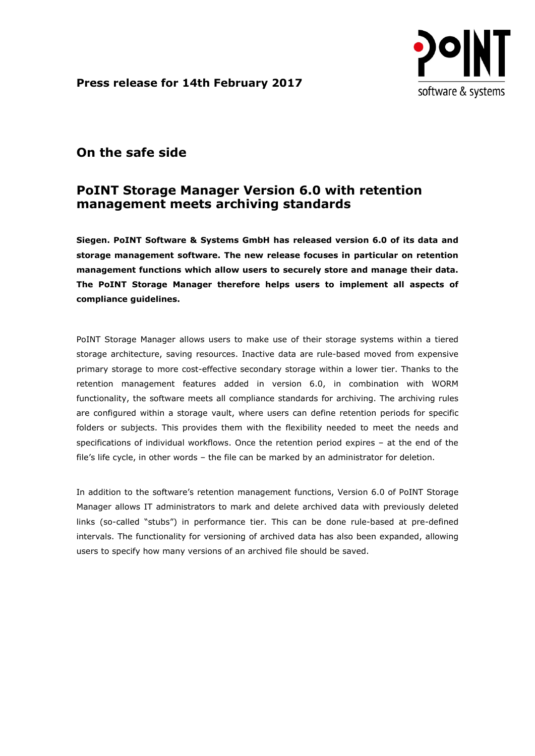**Press release for 14th February 2017**

# On the safe side

## PoINT Storage Manager Version 6.0 with retention management meets archiving standards

**Siegen. PoINT Software & Systems GmbH has released version 6.0 of its data and storage management software. The new release focuses in particular on retention management functions which allow users to securely store and manage their data. The PoINT Storage Manager therefore helps users to implement all aspects of compliance guidelines.**

PoINT Storage Manager allows users to make use of their storage systems within a tiered storage architecture, saving resources. Inactive data are rule-based moved from expensive primary storage to more cost-effective secondary storage within a lower tier. Thanks to the retention management features added in version 6.0, in combination with WORM functionality, the software meets all compliance standards for archiving. The archiving rules are configured within a storage vault, where users can define retention periods for specific folders or subjects. This provides them with the flexibility needed to meet the needs and specifications of individual workflows. Once the retention period expires – at the end of the file's life cycle, in other words – the file can be marked by an administrator for deletion.

In addition to the software's retention management functions, Version 6.0 of PoINT Storage Manager allows IT administrators to mark and delete archived data with previously deleted links (so-called "stubs") in performance tier. This can be done rule-based at pre-defined intervals. The functionality for versioning of archived data has also been expanded, allowing users to specify how many versions of an archived file should be saved.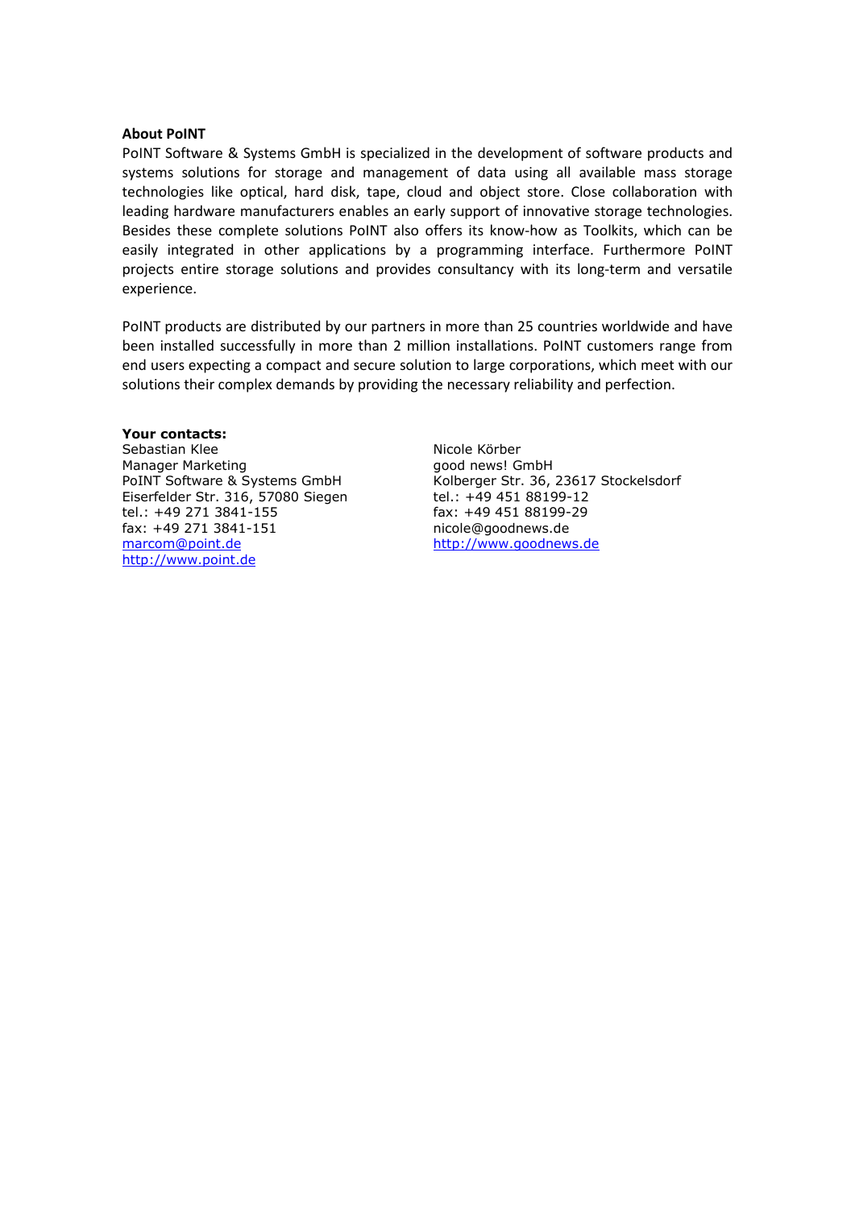**About PoINT**

PoINT Software & Systems GmbH is specialized in the development of software products and systems solutions for storage and management of data using all available mass storage technologies like optical, hard disk, tape, cloud and object store. Close collaboration with leading hardware manufacturers enables an early support of innovative storage technologies. Besides these complete solutions PoINT also offers its know-how as Toolkits, which can be easily integrated in other applications by a programming interface. Furthermore PoINT projects entire storage solutions and provides consultancy with its long-term and versatile experience.

PoINT products are distributed by our partners in more than 25 countries worldwide and have been installed successfully in more than 2 million installations. PoINT customers range from end users expecting a compact and secure solution to large corporations, which meet with our solutions their complex demands by providing the necessary reliability and perfection.

**Your contacts:**

Sebastian Klee
Manager Marketing
PoINT Software & Systems GmbH
Eiserfelder Str. 316, 57080 Siegen
tel.: +49 271 3841-155
fax: +49 271 3841-151
marcom@point.de
http://www.point.de

Nicole Körber
good news! GmbH
Kolberger Str. 36, 23617 Stockelsdorf
tel.: +49 451 88199-12
fax: +49 451 88199-29
nicole@goodnews.de
http://www.goodnews.de